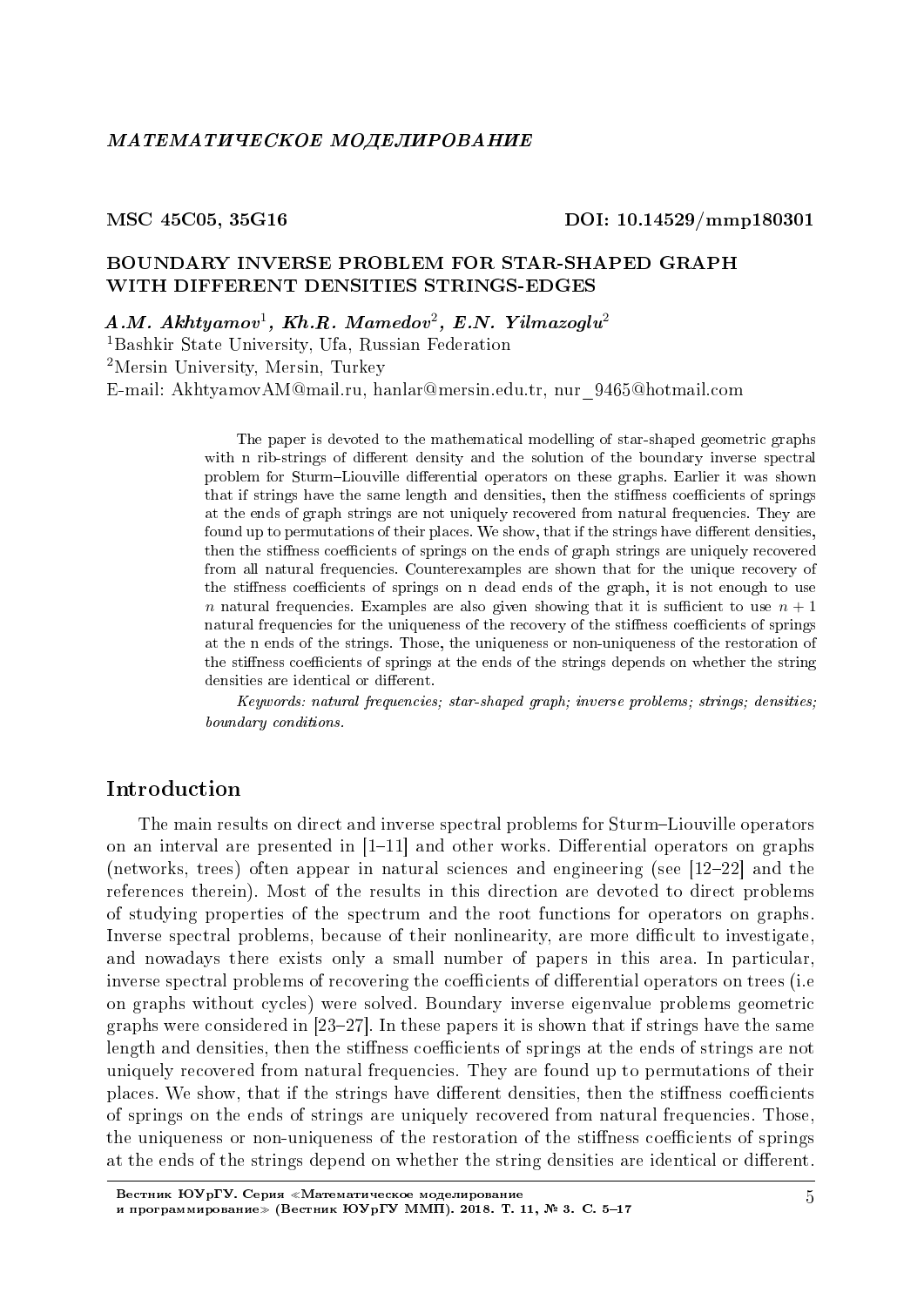МАТЕМАТИЧЕСКОЕ МОДЕЛИРОВАНИЕ

MSC 45C05, 35G16 DOI: 10.14529/mmp180301

# BOUNDARY INVERSE PROBLEM FOR STAR-SHAPED GRAPH WITH DIFFERENT DENSITIES STRINGS-EDGES

***A.M. Akhtyamov*[1], *Kh.R. Mamedov*[2], *E.N. Yilmazoglu*[2]**

[1]Bashkir State University, Ufa, Russian Federation

[2]Mersin University, Mersin, Turkey

E-mail: AkhtyamovAM@mail.ru, hanlar@mersin.edu.tr, nur_9465@hotmail.com

The paper is devoted to the mathematical modelling of star-shaped geometric graphs with n rib-strings of different density and the solution of the boundary inverse spectral problem for Sturm–Liouville differential operators on these graphs. Earlier it was shown that if strings have the same length and densities, then the stiffness coefficients of springs at the ends of graph strings are not uniquely recovered from natural frequencies. They are found up to permutations of their places. We show, that if the strings have different densities, then the stiffness coefficients of springs on the ends of graph strings are uniquely recovered from all natural frequencies. Counterexamples are shown that for the unique recovery of the stiffness coefficients of springs on n dead ends of the graph, it is not enough to use $n$ natural frequencies. Examples are also given showing that it is sufficient to use $n + 1$ natural frequencies for the uniqueness of the recovery of the stiffness coefficients of springs at the n ends of the strings. Those, the uniqueness or non-uniqueness of the restoration of the stiffness coefficients of springs at the ends of the strings depends on whether the string densities are identical or different.

*Keywords: natural frequencies; star-shaped graph; inverse problems; strings; densities; boundary conditions.*

## Introduction

The main results on direct and inverse spectral problems for Sturm–Liouville operators on an interval are presented in [1–11] and other works. Differential operators on graphs (networks, trees) often appear in natural sciences and engineering (see [12–22] and the references therein). Most of the results in this direction are devoted to direct problems of studying properties of the spectrum and the root functions for operators on graphs. Inverse spectral problems, because of their nonlinearity, are more difficult to investigate, and nowadays there exists only a small number of papers in this area. In particular, inverse spectral problems of recovering the coefficients of differential operators on trees (i.e on graphs without cycles) were solved. Boundary inverse eigenvalue problems geometric graphs were considered in [23–27]. In these papers it is shown that if strings have the same length and densities, then the stiffness coefficients of springs at the ends of strings are not uniquely recovered from natural frequencies. They are found up to permutations of their places. We show, that if the strings have different densities, then the stiffness coefficients of springs on the ends of strings are uniquely recovered from natural frequencies. Those, the uniqueness or non-uniqueness of the restoration of the stiffness coefficients of springs at the ends of the strings depend on whether the string densities are identical or different.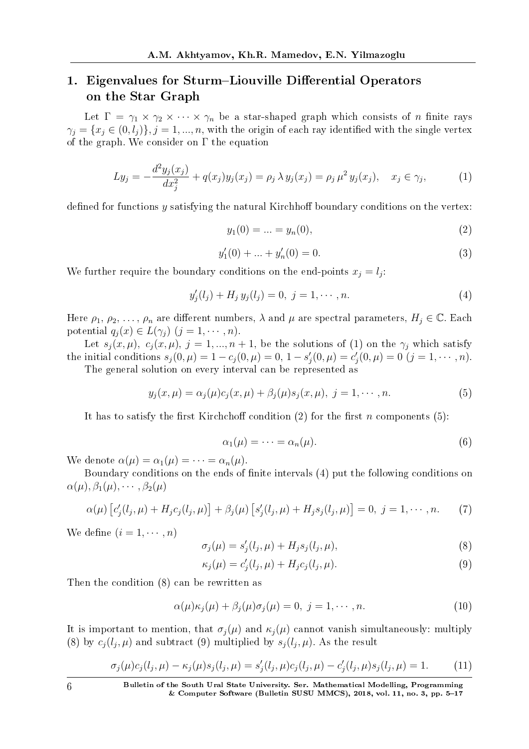## 1. Eigenvalues for Sturm–Liouville Differential Operators on the Star Graph

Let $\Gamma = \gamma_1 \times \gamma_2 \times \cdots \times \gamma_n$ be a star-shaped graph which consists of $n$ finite rays $\gamma_j = \{x_j \in (0, l_j)\}, j = 1, ..., n$, with the origin of each ray identified with the single vertex of the graph. We consider on $\Gamma$ the equation

$$Ly_j = -\frac{d^2 y_j(x_j)}{dx_j^2} + q(x_j) y_j(x_j) = \rho_j \, \lambda \, y_j(x_j) = \rho_j \, \mu^2 \, y_j(x_j), \quad x_j \in \gamma_j, \tag{1}$$

defined for functions $y$ satisfying the natural Kirchhoff boundary conditions on the vertex:

$$y_1(0) = ... = y_n(0), \tag{2}$$

$$y_1'(0) + ... + y_n'(0) = 0. \tag{3}$$

We further require the boundary conditions on the end-points $x_j = l_j$:

$$y_j'(l_j) + H_j \, y_j(l_j) = 0, \; j = 1, \cdots, n. \tag{4}$$

Here $\rho_1, \rho_2, \ldots, \rho_n$ are different numbers, $\lambda$ and $\mu$ are spectral parameters, $H_j \in \mathbb{C}$. Each potential $q_j(x) \in L(\gamma_j)$ $(j = 1, \cdots, n)$.

Let $s_j(x, \mu), \; c_j(x, \mu), \; j = 1, ..., n+1$, be the solutions of (1) on the $\gamma_j$ which satisfy the initial conditions $s_j(0, \mu) = 1 - c_j(0, \mu) = 0, \; 1 - s_j'(0, \mu) = c_j'(0, \mu) = 0$ $(j = 1, \cdots, n)$.

The general solution on every interval can be represented as

$$y_j(x, \mu) = \alpha_j(\mu) c_j(x, \mu) + \beta_j(\mu) s_j(x, \mu), \; j = 1, \cdots, n. \tag{5}$$

It has to satisfy the first Kirchchoff condition (2) for the first $n$ components (5):

$$\alpha_1(\mu) = \cdots = \alpha_n(\mu). \tag{6}$$

We denote $\alpha(\mu) = \alpha_1(\mu) = \cdots = \alpha_n(\mu)$.

Boundary conditions on the ends of finite intervals (4) put the following conditions on $\alpha(\mu), \beta_1(\mu), \cdots, \beta_2(\mu)$

$$\alpha(\mu) \left[ c_j'(l_j, \mu) + H_j c_j(l_j, \mu) \right] + \beta_j(\mu) \left[ s_j'(l_j, \mu) + H_j s_j(l_j, \mu) \right] = 0, \; j = 1, \cdots, n. \tag{7}$$

We define $(i = 1, \cdots, n)$

$$\sigma_j(\mu) = s_j'(l_j, \mu) + H_j s_j(l_j, \mu), \tag{8}$$

$$\kappa_j(\mu) = c_j'(l_j, \mu) + H_j c_j(l_j, \mu). \tag{9}$$

Then the condition (8) can be rewritten as

$$\alpha(\mu) \kappa_j(\mu) + \beta_j(\mu) \sigma_j(\mu) = 0, \; j = 1, \cdots, n. \tag{10}$$

It is important to mention, that $\sigma_j(\mu)$ and $\kappa_j(\mu)$ cannot vanish simultaneously: multiply (8) by $c_j(l_j, \mu)$ and subtract (9) multiplied by $s_j(l_j, \mu)$. As the result

$$\sigma_j(\mu) c_j(l_j, \mu) - \kappa_j(\mu) s_j(l_j, \mu) = s_j'(l_j, \mu) c_j(l_j, \mu) - c_j'(l_j, \mu) s_j(l_j, \mu) = 1. \tag{11}$$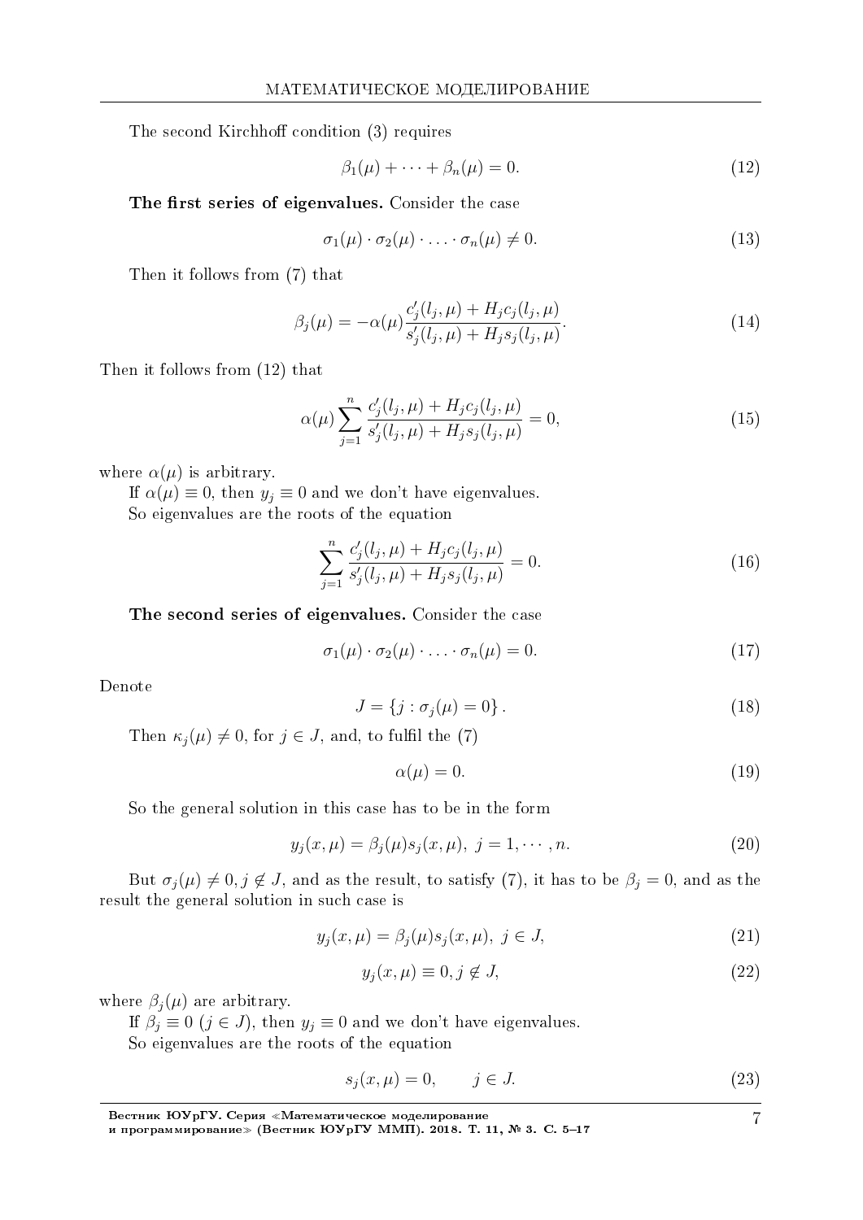The second Kirchhoff condition (3) requires

$$\beta_1(\mu) + \cdots + \beta_n(\mu) = 0. \tag{12}$$

**The first series of eigenvalues.** Consider the case

$$\sigma_1(\mu) \cdot \sigma_2(\mu) \cdot \ldots \cdot \sigma_n(\mu) \neq 0. \tag{13}$$

Then it follows from (7) that

$$\beta_j(\mu) = -\alpha(\mu) \frac{c_j'(l_j, \mu) + H_j c_j(l_j, \mu)}{s_j'(l_j, \mu) + H_j s_j(l_j, \mu)}. \tag{14}$$

Then it follows from (12) that

$$\alpha(\mu) \sum_{j=1}^{n} \frac{c_j'(l_j, \mu) + H_j c_j(l_j, \mu)}{s_j'(l_j, \mu) + H_j s_j(l_j, \mu)} = 0, \tag{15}$$

where $\alpha(\mu)$ is arbitrary.

If $\alpha(\mu) \equiv 0$, then $y_j \equiv 0$ and we don't have eigenvalues.

So eigenvalues are the roots of the equation

$$\sum_{j=1}^{n} \frac{c_j'(l_j, \mu) + H_j c_j(l_j, \mu)}{s_j'(l_j, \mu) + H_j s_j(l_j, \mu)} = 0. \tag{16}$$

**The second series of eigenvalues.** Consider the case

$$\sigma_1(\mu) \cdot \sigma_2(\mu) \cdot \ldots \cdot \sigma_n(\mu) = 0. \tag{17}$$

Denote

$$J = \{j : \sigma_j(\mu) = 0\}. \tag{18}$$

Then $\kappa_j(\mu) \neq 0$, for $j \in J$, and, to fulfil the (7)

$$\alpha(\mu) = 0. \tag{19}$$

So the general solution in this case has to be in the form

$$y_j(x, \mu) = \beta_j(\mu) s_j(x, \mu), \ j = 1, \cdots, n. \tag{20}$$

But $\sigma_j(\mu) \neq 0, j \notin J$, and as the result, to satisfy (7), it has to be $\beta_j = 0$, and as the result the general solution in such case is

$$y_j(x, \mu) = \beta_j(\mu) s_j(x, \mu), \ j \in J, \tag{21}$$

$$y_j(x, \mu) \equiv 0, j \notin J, \tag{22}$$

where $\beta_j(\mu)$ are arbitrary.

If $\beta_j \equiv 0$ $(j \in J)$, then $y_j \equiv 0$ and we don't have eigenvalues.

So eigenvalues are the roots of the equation

$$s_j(x, \mu) = 0, \qquad j \in J. \tag{23}$$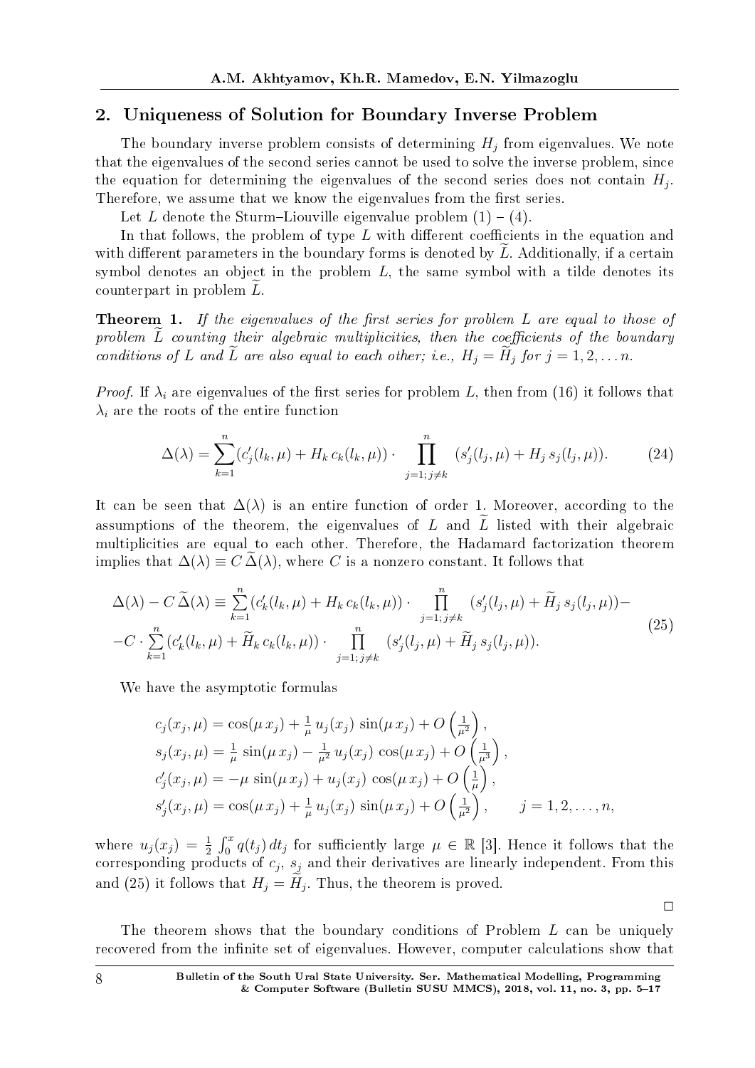## 2. Uniqueness of Solution for Boundary Inverse Problem

The boundary inverse problem consists of determining $H_j$ from eigenvalues. We note that the eigenvalues of the second series cannot be used to solve the inverse problem, since the equation for determining the eigenvalues of the second series does not contain $H_j$. Therefore, we assume that we know the eigenvalues from the first series.

Let $L$ denote the Sturm–Liouville eigenvalue problem (1) – (4).

In that follows, the problem of type $L$ with different coefficients in the equation and with different parameters in the boundary forms is denoted by $\widetilde{L}$. Additionally, if a certain symbol denotes an object in the problem $L$, the same symbol with a tilde denotes its counterpart in problem $\widetilde{L}$.

**Theorem 1.** *If the eigenvalues of the first series for problem $L$ are equal to those of problem $\widetilde{L}$ counting their algebraic multiplicities, then the coefficients of the boundary conditions of $L$ and $\widetilde{L}$ are also equal to each other; i.e., $H_j = \widetilde{H}_j$ for $j = 1, 2, \ldots n$.*

*Proof.* If $\lambda_i$ are eigenvalues of the first series for problem $L$, then from (16) it follows that $\lambda_i$ are the roots of the entire function

$$\Delta(\lambda) = \sum_{k=1}^{n} (c'_j(l_k, \mu) + H_k\, c_k(l_k, \mu)) \cdot \prod_{j=1;\, j\neq k}^{n} (s'_j(l_j, \mu) + H_j\, s_j(l_j, \mu)). \tag{24}$$

It can be seen that $\Delta(\lambda)$ is an entire function of order 1. Moreover, according to the assumptions of the theorem, the eigenvalues of $L$ and $\widetilde{L}$ listed with their algebraic multiplicities are equal to each other. Therefore, the Hadamard factorization theorem implies that $\Delta(\lambda) \equiv C\,\widetilde{\Delta}(\lambda)$, where $C$ is a nonzero constant. It follows that

$$\begin{gathered}\Delta(\lambda) - C\,\widetilde{\Delta}(\lambda) \equiv \sum_{k=1}^{n} (c'_k(l_k, \mu) + H_k\, c_k(l_k, \mu)) \cdot \prod_{j=1;\, j\neq k}^{n} (s'_j(l_j, \mu) + \widetilde{H}_j\, s_j(l_j, \mu)) - \\ -C \cdot \sum_{k=1}^{n} (c'_k(l_k, \mu) + \widetilde{H}_k\, c_k(l_k, \mu)) \cdot \prod_{j=1;\, j\neq k}^{n} (s'_j(l_j, \mu) + \widetilde{H}_j\, s_j(l_j, \mu)).\end{gathered} \tag{25}$$

We have the asymptotic formulas

$$\begin{aligned}
&c_j(x_j, \mu) = \cos(\mu\, x_j) + \tfrac{1}{\mu}\, u_j(x_j)\, \sin(\mu\, x_j) + O\left(\tfrac{1}{\mu^2}\right), \\
&s_j(x_j, \mu) = \tfrac{1}{\mu}\, \sin(\mu\, x_j) - \tfrac{1}{\mu^2}\, u_j(x_j)\, \cos(\mu\, x_j) + O\left(\tfrac{1}{\mu^3}\right), \\
&c'_j(x_j, \mu) = -\mu\, \sin(\mu\, x_j) + u_j(x_j)\, \cos(\mu\, x_j) + O\left(\tfrac{1}{\mu}\right), \\
&s'_j(x_j, \mu) = \cos(\mu\, x_j) + \tfrac{1}{\mu}\, u_j(x_j)\, \sin(\mu\, x_j) + O\left(\tfrac{1}{\mu^2}\right), \qquad j = 1, 2, \ldots, n,
\end{aligned}$$

where $u_j(x_j) = \frac{1}{2} \int_0^x q(t_j)\, dt_j$ for sufficiently large $\mu \in \mathbb{R}$ [3]. Hence it follows that the corresponding products of $c_j$, $s_j$ and their derivatives are linearly independent. From this and (25) it follows that $H_j = \widetilde{H}_j$. Thus, the theorem is proved.

□

The theorem shows that the boundary conditions of Problem $L$ can be uniquely recovered from the infinite set of eigenvalues. However, computer calculations show that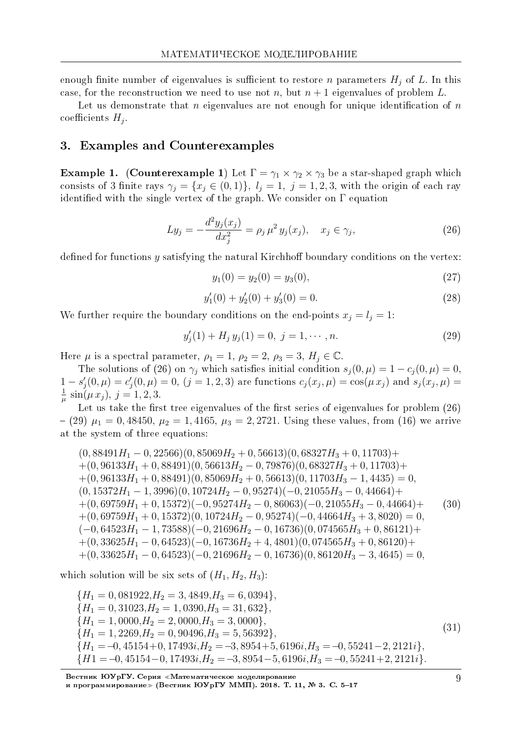enough finite number of eigenvalues is sufficient to restore $n$ parameters $H_j$ of $L$. In this case, for the reconstruction we need to use not $n$, but $n+1$ eigenvalues of problem $L$.

Let us demonstrate that $n$ eigenvalues are not enough for unique identification of $n$ coefficients $H_j$.

## 3. Examples and Counterexamples

**Example 1.** **(Counterexample 1)** Let $\Gamma = \gamma_1 \times \gamma_2 \times \gamma_3$ be a star-shaped graph which consists of 3 finite rays $\gamma_j = \{x_j \in (0,1)\}$, $l_j = 1$, $j = 1,2,3$, with the origin of each ray identified with the single vertex of the graph. We consider on $\Gamma$ equation

$$Ly_j = -\frac{d^2 y_j(x_j)}{dx_j^2} = \rho_j \, \mu^2 \, y_j(x_j), \quad x_j \in \gamma_j, \tag{26}$$

defined for functions $y$ satisfying the natural Kirchhoff boundary conditions on the vertex:

$$y_1(0) = y_2(0) = y_3(0), \tag{27}$$

$$y_1'(0) + y_2'(0) + y_3'(0) = 0. \tag{28}$$

We further require the boundary conditions on the end-points $x_j = l_j = 1$:

$$y_j'(1) + H_j \, y_j(1) = 0, \; j = 1, \cdots, n. \tag{29}$$

Here $\mu$ is a spectral parameter, $\rho_1 = 1$, $\rho_2 = 2$, $\rho_3 = 3$, $H_j \in \mathbb{C}$.

The solutions of (26) on $\gamma_j$ which satisfies initial condition $s_j(0,\mu) = 1 - c_j(0,\mu) = 0$, $1 - s_j'(0,\mu) = c_j'(0,\mu) = 0$, $(j = 1,2,3)$ are functions $c_j(x_j,\mu) = \cos(\mu \, x_j)$ and $s_j(x_j,\mu) = \frac{1}{\mu}\sin(\mu \, x_j)$, $j = 1,2,3$.

Let us take the first tree eigenvalues of the first series of eigenvalues for problem (26) – (29) $\mu_1 = 0,48450$, $\mu_2 = 1,4165$, $\mu_3 = 2,2721$. Using these values, from (16) we arrive at the system of three equations:

$$\begin{aligned}
&(0,88491H_1 - 0,22566)(0,85069H_2 + 0,56613)(0,68327H_3 + 0,11703)+\\
&+(0,96133H_1 + 0,88491)(0,56613H_2 - 0,79876)(0,68327H_3 + 0,11703)+\\
&+(0,96133H_1 + 0,88491)(0,85069H_2 + 0,56613)(0,11703H_3 - 1,4435) = 0,\\
&(0,15372H_1 - 1,3996)(0,10724H_2 - 0,95274)(-0,21055H_3 - 0,44664)+\\
&+(0,69759H_1 + 0,15372)(-0,95274H_2 - 0,86063)(-0,21055H_3 - 0,44664)+\\
&+(0,69759H_1 + 0,15372)(0,10724H_2 - 0,95274)(-0,44664H_3 + 3,8020) = 0,\\
&(-0,64523H_1 - 1,73588)(-0,21696H_2 - 0,16736)(0,074565H_3 + 0,86121)+\\
&+(0,33625H_1 - 0,64523)(-0,16736H_2 + 4,4801)(0,074565H_3 + 0,86120)+\\
&+(0,33625H_1 - 0,64523)(-0,21696H_2 - 0,16736)(0,86120H_3 - 3,4645) = 0,
\end{aligned} \tag{30}$$

which solution will be six sets of $(H_1, H_2, H_3)$:

$$\begin{aligned}
&\{H_1 = 0,081922, H_2 = 3,4849, H_3 = 6,0394\},\\
&\{H_1 = 0,31023, H_2 = 1,0390, H_3 = 31,632\},\\
&\{H_1 = 1,0000, H_2 = 2,0000, H_3 = 3,0000\},\\
&\{H_1 = 1,2269, H_2 = 0,90496, H_3 = 5,56392\},\\
&\{H_1 = -0,45154 + 0,17493i, H_2 = -3,8954 + 5,6196i, H_3 = -0,55241 - 2,2121i\},\\
&\{H1 = -0,45154 - 0,17493i, H_2 = -3,8954 - 5,6196i, H_3 = -0,55241 + 2,2121i\}.
\end{aligned} \tag{31}$$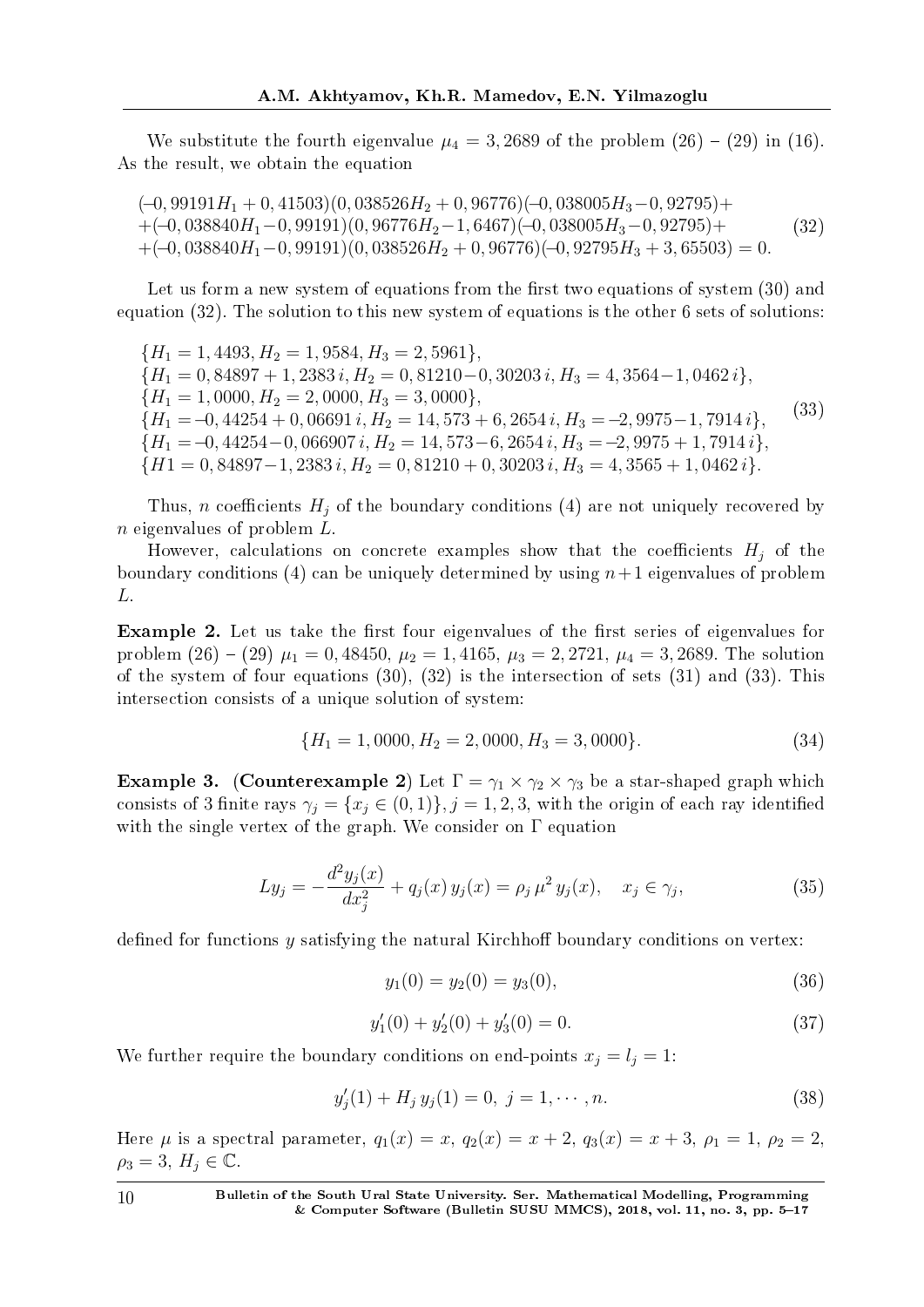We substitute the fourth eigenvalue $\mu_4 = 3,2689$ of the problem (26) – (29) in (16). As the result, we obtain the equation

$$
\begin{aligned}
&(-0,99191H_1 + 0,41503)(0,038526H_2 + 0,96776)(-0,038005H_3 - 0,92795)+\\
&+(-0,038840H_1 - 0,99191)(0,96776H_2 - 1,6467)(-0,038005H_3 - 0,92795)+\\
&+(-0,038840H_1 - 0,99191)(0,038526H_2 + 0,96776)(-0,92795H_3 + 3,65503) = 0.
\end{aligned} \tag{32}
$$

Let us form a new system of equations from the first two equations of system (30) and equation (32). The solution to this new system of equations is the other 6 sets of solutions:

$$
\begin{aligned}
&\{H_1 = 1,4493, H_2 = 1,9584, H_3 = 2,5961\},\\
&\{H_1 = 0,84897 + 1,2383\,i, H_2 = 0,81210 - 0,30203\,i, H_3 = 4,3564 - 1,0462\,i\},\\
&\{H_1 = 1,0000, H_2 = 2,0000, H_3 = 3,0000\},\\
&\{H_1 = -0,44254 + 0,06691\,i, H_2 = 14,573 + 6,2654\,i, H_3 = -2,9975 - 1,7914\,i\},\\
&\{H_1 = -0,44254 - 0,066907\,i, H_2 = 14,573 - 6,2654\,i, H_3 = -2,9975 + 1,7914\,i\},\\
&\{H1 = 0,84897 - 1,2383\,i, H_2 = 0,81210 + 0,30203\,i, H_3 = 4,3565 + 1,0462\,i\}.
\end{aligned} \tag{33}
$$

Thus, $n$ coefficients $H_j$ of the boundary conditions (4) are not uniquely recovered by $n$ eigenvalues of problem $L$.

However, calculations on concrete examples show that the coefficients $H_j$ of the boundary conditions (4) can be uniquely determined by using $n+1$ eigenvalues of problem $L$.

**Example 2.** Let us take the first four eigenvalues of the first series of eigenvalues for problem (26) – (29) $\mu_1 = 0,48450$, $\mu_2 = 1,4165$, $\mu_3 = 2,2721$, $\mu_4 = 3,2689$. The solution of the system of four equations (30), (32) is the intersection of sets (31) and (33). This intersection consists of a unique solution of system:

$$
\{H_1 = 1,0000, H_2 = 2,0000, H_3 = 3,0000\}. \tag{34}
$$

**Example 3.** **(Counterexample 2)** Let $\Gamma = \gamma_1 \times \gamma_2 \times \gamma_3$ be a star-shaped graph which consists of 3 finite rays $\gamma_j = \{x_j \in (0,1)\}$, $j = 1,2,3$, with the origin of each ray identified with the single vertex of the graph. We consider on $\Gamma$ equation

$$
Ly_j = -\frac{d^2 y_j(x)}{dx_j^2} + q_j(x)\,y_j(x) = \rho_j\,\mu^2\,y_j(x), \quad x_j \in \gamma_j, \tag{35}
$$

defined for functions $y$ satisfying the natural Kirchhoff boundary conditions on vertex:

$$
y_1(0) = y_2(0) = y_3(0), \tag{36}
$$

$$
y_1'(0) + y_2'(0) + y_3'(0) = 0. \tag{37}
$$

We further require the boundary conditions on end-points $x_j = l_j = 1$:

$$
y_j'(1) + H_j\,y_j(1) = 0,\ j = 1,\cdots,n. \tag{38}
$$

Here $\mu$ is a spectral parameter, $q_1(x) = x$, $q_2(x) = x+2$, $q_3(x) = x+3$, $\rho_1 = 1$, $\rho_2 = 2$, $\rho_3 = 3$, $H_j \in \mathbb{C}$.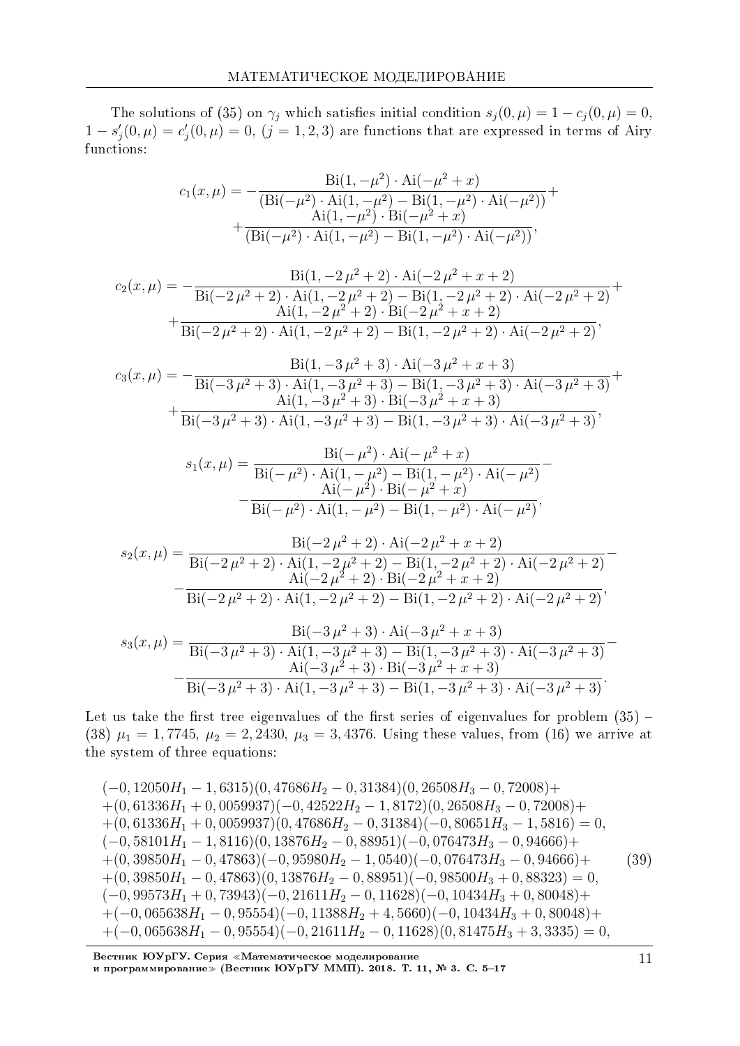The solutions of (35) on $\gamma_j$ which satisfies initial condition $s_j(0,\mu) = 1 - c_j(0,\mu) = 0$, $1 - s_j'(0,\mu) = c_j'(0,\mu) = 0$, $(j = 1,2,3)$ are functions that are expressed in terms of Airy functions:

$$
c_1(x,\mu) = -\frac{\mathrm{Bi}(1,-\mu^2)\cdot \mathrm{Ai}(-\mu^2+x)}{(\mathrm{Bi}(-\mu^2)\cdot \mathrm{Ai}(1,-\mu^2) - \mathrm{Bi}(1,-\mu^2)\cdot \mathrm{Ai}(-\mu^2))} + \\
+ \frac{\mathrm{Ai}(1,-\mu^2)\cdot \mathrm{Bi}(-\mu^2+x)}{(\mathrm{Bi}(-\mu^2)\cdot \mathrm{Ai}(1,-\mu^2) - \mathrm{Bi}(1,-\mu^2)\cdot \mathrm{Ai}(-\mu^2))},
$$

$$
c_2(x,\mu) = -\frac{\mathrm{Bi}(1,-2\,\mu^2+2)\cdot \mathrm{Ai}(-2\,\mu^2+x+2)}{\mathrm{Bi}(-2\,\mu^2+2)\cdot \mathrm{Ai}(1,-2\,\mu^2+2) - \mathrm{Bi}(1,-2\,\mu^2+2)\cdot \mathrm{Ai}(-2\,\mu^2+2)} + \\
+ \frac{\mathrm{Ai}(1,-2\,\mu^2+2)\cdot \mathrm{Bi}(-2\,\mu^2+x+2)}{\mathrm{Bi}(-2\,\mu^2+2)\cdot \mathrm{Ai}(1,-2\,\mu^2+2) - \mathrm{Bi}(1,-2\,\mu^2+2)\cdot \mathrm{Ai}(-2\,\mu^2+2)},
$$

$$
c_3(x,\mu) = -\frac{\mathrm{Bi}(1,-3\,\mu^2+3)\cdot \mathrm{Ai}(-3\,\mu^2+x+3)}{\mathrm{Bi}(-3\,\mu^2+3)\cdot \mathrm{Ai}(1,-3\,\mu^2+3) - \mathrm{Bi}(1,-3\,\mu^2+3)\cdot \mathrm{Ai}(-3\,\mu^2+3)} + \\
+ \frac{\mathrm{Ai}(1,-3\,\mu^2+3)\cdot \mathrm{Bi}(-3\,\mu^2+x+3)}{\mathrm{Bi}(-3\,\mu^2+3)\cdot \mathrm{Ai}(1,-3\,\mu^2+3) - \mathrm{Bi}(1,-3\,\mu^2+3)\cdot \mathrm{Ai}(-3\,\mu^2+3)},
$$

$$
s_1(x,\mu) = \frac{\mathrm{Bi}(-\mu^2)\cdot \mathrm{Ai}(-\mu^2+x)}{\mathrm{Bi}(-\mu^2)\cdot \mathrm{Ai}(1,-\mu^2) - \mathrm{Bi}(1,-\mu^2)\cdot \mathrm{Ai}(-\mu^2)} - \\
- \frac{\mathrm{Ai}(-\mu^2)\cdot \mathrm{Bi}(-\mu^2+x)}{\mathrm{Bi}(-\mu^2)\cdot \mathrm{Ai}(1,-\mu^2) - \mathrm{Bi}(1,-\mu^2)\cdot \mathrm{Ai}(-\mu^2)},
$$

$$
s_2(x,\mu) = \frac{\mathrm{Bi}(-2\,\mu^2+2)\cdot \mathrm{Ai}(-2\,\mu^2+x+2)}{\mathrm{Bi}(-2\,\mu^2+2)\cdot \mathrm{Ai}(1,-2\,\mu^2+2) - \mathrm{Bi}(1,-2\,\mu^2+2)\cdot \mathrm{Ai}(-2\,\mu^2+2)} - \\
- \frac{\mathrm{Ai}(-2\,\mu^2+2)\cdot \mathrm{Bi}(-2\,\mu^2+x+2)}{\mathrm{Bi}(-2\,\mu^2+2)\cdot \mathrm{Ai}(1,-2\,\mu^2+2) - \mathrm{Bi}(1,-2\,\mu^2+2)\cdot \mathrm{Ai}(-2\,\mu^2+2)},
$$

$$
s_3(x,\mu) = \frac{\mathrm{Bi}(-3\,\mu^2+3)\cdot \mathrm{Ai}(-3\,\mu^2+x+3)}{\mathrm{Bi}(-3\,\mu^2+3)\cdot \mathrm{Ai}(1,-3\,\mu^2+3) - \mathrm{Bi}(1,-3\,\mu^2+3)\cdot \mathrm{Ai}(-3\,\mu^2+3)} - \\
- \frac{\mathrm{Ai}(-3\,\mu^2+3)\cdot \mathrm{Bi}(-3\,\mu^2+x+3)}{\mathrm{Bi}(-3\,\mu^2+3)\cdot \mathrm{Ai}(1,-3\,\mu^2+3) - \mathrm{Bi}(1,-3\,\mu^2+3)\cdot \mathrm{Ai}(-3\,\mu^2+3)}.
$$

Let us take the first tree eigenvalues of the first series of eigenvalues for problem (35) – (38) $\mu_1 = 1,7745$, $\mu_2 = 2,2430$, $\mu_3 = 3,4376$. Using these values, from (16) we arrive at the system of three equations:

$$
\begin{aligned}
&(-0,12050H_1 - 1,6315)(0,47686H_2 - 0,31384)(0,26508H_3 - 0,72008) + \\
&+(0,61336H_1 + 0,0059937)(-0,42522H_2 - 1,8172)(0,26508H_3 - 0,72008) + \\
&+(0,61336H_1 + 0,0059937)(0,47686H_2 - 0,31384)(-0,80651H_3 - 1,5816) = 0, \\
&(-0,58101H_1 - 1,8116)(0,13876H_2 - 0,88951)(-0,076473H_3 - 0,94666) + \\
&+(0,39850H_1 - 0,47863)(-0,95980H_2 - 1,0540)(-0,076473H_3 - 0,94666) + \\
&+(0,39850H_1 - 0,47863)(0,13876H_2 - 0,88951)(-0,98500H_3 + 0,88323) = 0, \\
&(-0,99573H_1 + 0,73943)(-0,21611H_2 - 0,11628)(-0,10434H_3 + 0,80048) + \\
&+(-0,065638H_1 - 0,95554)(-0,11388H_2 + 4,5660)(-0,10434H_3 + 0,80048) + \\
&+(-0,065638H_1 - 0,95554)(-0,21611H_2 - 0,11628)(0,81475H_3 + 3,3335) = 0,
\end{aligned}
\qquad (39)
$$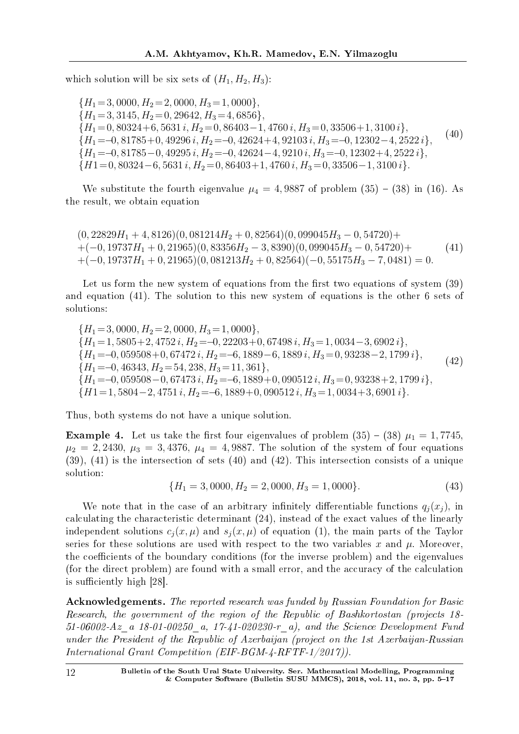which solution will be six sets of $(H_1, H_2, H_3)$:

$$
\begin{array}{l}
\{H_1=3,0000,\, H_2=2,0000,\, H_3=1,0000\},\\
\{H_1=3,3145,\, H_2=0,29642,\, H_3=4,6856\},\\
\{H_1=0,80324+6,5631\,i,\, H_2=0,86403-1,4760\,i,\, H_3=0,33506+1,3100\,i\},\\
\{H_1=-0,81785+0,49296\,i,\, H_2=-0,42624+4,92103\,i,\, H_3=-0,12302-4,2522\,i\},\\
\{H_1=-0,81785-0,49295\,i,\, H_2=-0,42624-4,9210\,i,\, H_3=-0,12302+4,2522\,i\},\\
\{H1=0,80324-6,5631\,i,\, H_2=0,86403+1,4760\,i,\, H_3=0,33506-1,3100\,i\}.
\end{array}
\tag{40}
$$

We substitute the fourth eigenvalue $\mu_4 = 4,9887$ of problem (35) – (38) in (16). As the result, we obtain equation

$$
\begin{array}{l}
(0,22829H_1 + 4,8126)(0,081214H_2 + 0,82564)(0,099045H_3 - 0,54720)+\\
+(-0,19737H_1 + 0,21965)(0,83356H_2 - 3,8390)(0,099045H_3 - 0,54720)+\\
+(-0,19737H_1 + 0,21965)(0,081213H_2 + 0,82564)(-0,55175H_3 - 7,0481) = 0.
\end{array}
\tag{41}
$$

Let us form the new system of equations from the first two equations of system (39) and equation (41). The solution to this new system of equations is the other 6 sets of solutions:

$$
\begin{array}{l}
\{H_1=3,0000,\, H_2=2,0000,\, H_3=1,0000\},\\
\{H_1=1,5805+2,4752\,i,\, H_2=-0,22203+0,67498\,i,\, H_3=1,0034-3,6902\,i\},\\
\{H_1=-0,059508+0,67472\,i,\, H_2=-6,1889-6,1889\,i,\, H_3=0,93238-2,1799\,i\},\\
\{H_1=-0,46343,\, H_2=54,238,\, H_3=11,361\},\\
\{H_1=-0,059508-0,67473\,i,\, H_2=-6,1889+0,090512\,i,\, H_3=0,93238+2,1799\,i\},\\
\{H1=1,5804-2,4751\,i,\, H_2=-6,1889+0,090512\,i,\, H_3=1,0034+3,6901\,i\}.
\end{array}
\tag{42}
$$

Thus, both systems do not have a unique solution.

**Example 4.** Let us take the first four eigenvalues of problem (35) – (38) $\mu_1 = 1,7745$, $\mu_2 = 2,2430$, $\mu_3 = 3,4376$, $\mu_4 = 4,9887$. The solution of the system of four equations (39), (41) is the intersection of sets (40) and (42). This intersection consists of a unique solution:

$$
\{H_1 = 3,0000, H_2 = 2,0000, H_3 = 1,0000\}. \tag{43}
$$

We note that in the case of an arbitrary infinitely differentiable functions $q_j(x_j)$, in calculating the characteristic determinant (24), instead of the exact values of the linearly independent solutions $c_j(x, \mu)$ and $s_j(x, \mu)$ of equation (1), the main parts of the Taylor series for these solutions are used with respect to the two variables $x$ and $\mu$. Moreover, the coefficients of the boundary conditions (for the inverse problem) and the eigenvalues (for the direct problem) are found with a small error, and the accuracy of the calculation is sufficiently high [28].

**Acknowledgements.** *The reported research was funded by Russian Foundation for Basic Research, the government of the region of the Republic of Bashkortostan (projects 18-51-06002-Az_a 18-01-00250_a, 17-41-020230-r_a), and the Science Development Fund under the President of the Republic of Azerbaijan (project on the 1st Azerbaijan-Russian International Grant Competition (EIF-BGM-4-RFTF-1/2017)).*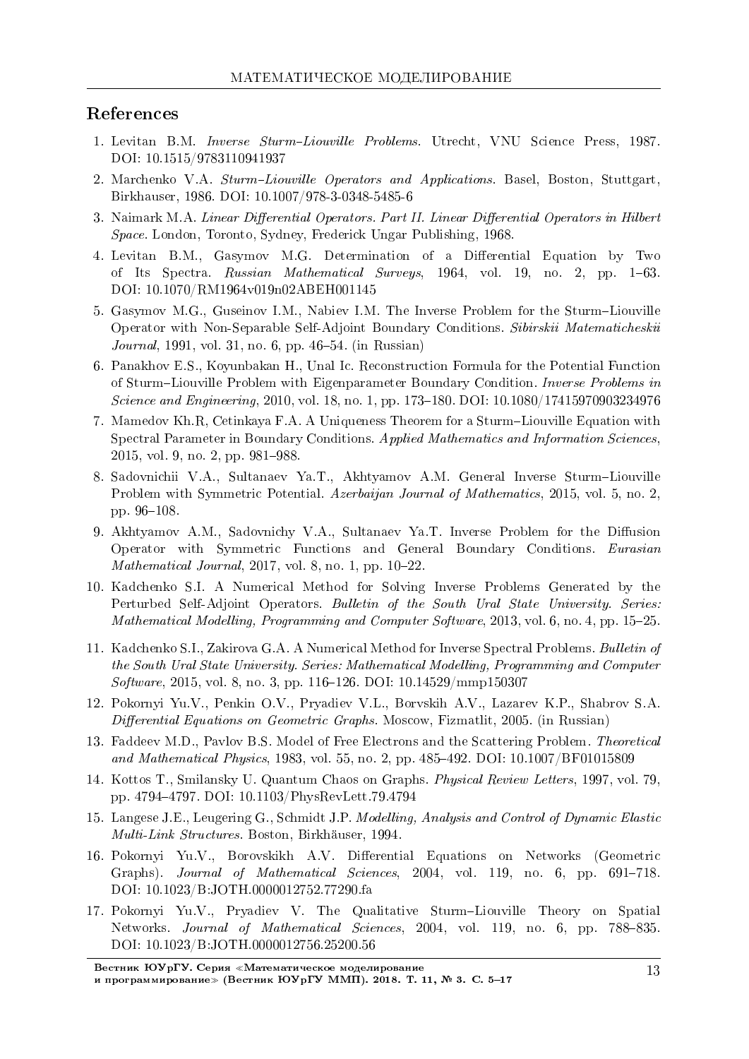## References

1. Levitan B.M. *Inverse Sturm–Liouville Problems.* Utrecht, VNU Science Press, 1987. DOI: 10.1515/9783110941937
2. Marchenko V.A. *Sturm–Liouville Operators and Applications.* Basel, Boston, Stuttgart, Birkhauser, 1986. DOI: 10.1007/978-3-0348-5485-6
3. Naimark M.A. *Linear Differential Operators. Part II. Linear Differential Operators in Hilbert Space.* London, Toronto, Sydney, Frederick Ungar Publishing, 1968.
4. Levitan B.M., Gasymov M.G. Determination of a Differential Equation by Two of Its Spectra. *Russian Mathematical Surveys*, 1964, vol. 19, no. 2, pp. 1–63. DOI: 10.1070/RM1964v019n02ABEH001145
5. Gasymov M.G., Guseinov I.M., Nabiev I.M. The Inverse Problem for the Sturm–Liouville Operator with Non-Separable Self-Adjoint Boundary Conditions. *Sibirskii Matematicheskii Journal*, 1991, vol. 31, no. 6, pp. 46–54. (in Russian)
6. Panakhov E.S., Koyunbakan H., Unal Ic. Reconstruction Formula for the Potential Function of Sturm–Liouville Problem with Eigenparameter Boundary Condition. *Inverse Problems in Science and Engineering*, 2010, vol. 18, no. 1, pp. 173–180. DOI: 10.1080/17415970903234976
7. Mamedov Kh.R, Cetinkaya F.A. A Uniqueness Theorem for a Sturm–Liouville Equation with Spectral Parameter in Boundary Conditions. *Applied Mathematics and Information Sciences*, 2015, vol. 9, no. 2, pp. 981–988.
8. Sadovnichii V.A., Sultanaev Ya.T., Akhtyamov A.M. General Inverse Sturm–Liouville Problem with Symmetric Potential. *Azerbaijan Journal of Mathematics*, 2015, vol. 5, no. 2, pp. 96–108.
9. Akhtyamov A.M., Sadovnichy V.A., Sultanaev Ya.T. Inverse Problem for the Diffusion Operator with Symmetric Functions and General Boundary Conditions. *Eurasian Mathematical Journal*, 2017, vol. 8, no. 1, pp. 10–22.
10. Kadchenko S.I. A Numerical Method for Solving Inverse Problems Generated by the Perturbed Self-Adjoint Operators. *Bulletin of the South Ural State University. Series: Mathematical Modelling, Programming and Computer Software*, 2013, vol. 6, no. 4, pp. 15–25.
11. Kadchenko S.I., Zakirova G.A. A Numerical Method for Inverse Spectral Problems. *Bulletin of the South Ural State University. Series: Mathematical Modelling, Programming and Computer Software*, 2015, vol. 8, no. 3, pp. 116–126. DOI: 10.14529/mmp150307
12. Pokornyi Yu.V., Penkin O.V., Pryadiev V.L., Borvskih A.V., Lazarev K.P., Shabrov S.A. *Differential Equations on Geometric Graphs.* Moscow, Fizmatlit, 2005. (in Russian)
13. Faddeev M.D., Pavlov B.S. Model of Free Electrons and the Scattering Problem. *Theoretical and Mathematical Physics*, 1983, vol. 55, no. 2, pp. 485–492. DOI: 10.1007/BF01015809
14. Kottos T., Smilansky U. Quantum Chaos on Graphs. *Physical Review Letters*, 1997, vol. 79, pp. 4794–4797. DOI: 10.1103/PhysRevLett.79.4794
15. Langese J.E., Leugering G., Schmidt J.P. *Modelling, Analysis and Control of Dynamic Elastic Multi-Link Structures.* Boston, Birkhäuser, 1994.
16. Pokornyi Yu.V., Borovskikh A.V. Differential Equations on Networks (Geometric Graphs). *Journal of Mathematical Sciences*, 2004, vol. 119, no. 6, pp. 691–718. DOI: 10.1023/B:JOTH.0000012752.77290.fa
17. Pokornyi Yu.V., Pryadiev V. The Qualitative Sturm–Liouville Theory on Spatial Networks. *Journal of Mathematical Sciences*, 2004, vol. 119, no. 6, pp. 788–835. DOI: 10.1023/B:JOTH.0000012756.25200.56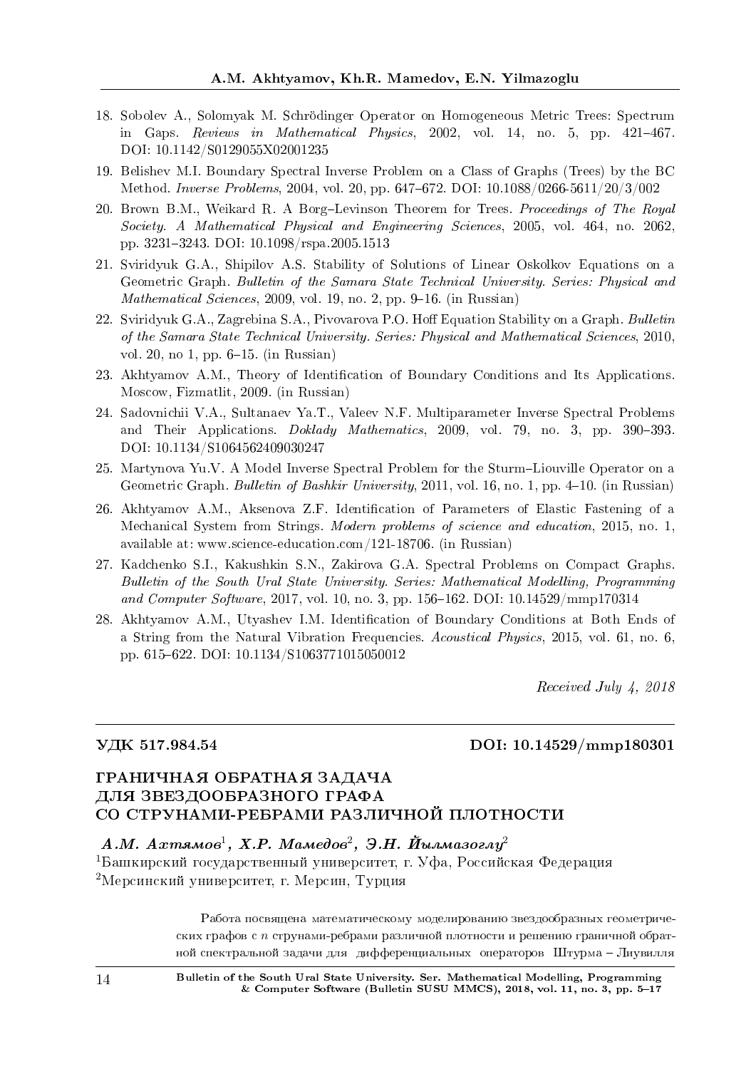18. Sobolev A., Solomyak M. Schrödinger Operator on Homogeneous Metric Trees: Spectrum in Gaps. *Reviews in Mathematical Physics*, 2002, vol. 14, no. 5, pp. 421–467. DOI: 10.1142/S0129055X02001235

19. Belishev M.I. Boundary Spectral Inverse Problem on a Class of Graphs (Trees) by the BC Method. *Inverse Problems*, 2004, vol. 20, pp. 647–672. DOI: 10.1088/0266-5611/20/3/002

20. Brown B.M., Weikard R. A Borg–Levinson Theorem for Trees. *Proceedings of The Royal Society. A Mathematical Physical and Engineering Sciences*, 2005, vol. 464, no. 2062, pp. 3231–3243. DOI: 10.1098/rspa.2005.1513

21. Sviridyuk G.A., Shipilov A.S. Stability of Solutions of Linear Oskolkov Equations on a Geometric Graph. *Bulletin of the Samara State Technical University. Series: Physical and Mathematical Sciences*, 2009, vol. 19, no. 2, pp. 9–16. (in Russian)

22. Sviridyuk G.A., Zagrebina S.A., Pivovarova P.O. Hoff Equation Stability on a Graph. *Bulletin of the Samara State Technical University. Series: Physical and Mathematical Sciences*, 2010, vol. 20, no 1, pp. 6–15. (in Russian)

23. Akhtyamov A.M., Theory of Identification of Boundary Conditions and Its Applications. Moscow, Fizmatlit, 2009. (in Russian)

24. Sadovnichii V.A., Sultanaev Ya.T., Valeev N.F. Multiparameter Inverse Spectral Problems and Their Applications. *Doklady Mathematics*, 2009, vol. 79, no. 3, pp. 390–393. DOI: 10.1134/S1064562409030247

25. Martynova Yu.V. A Model Inverse Spectral Problem for the Sturm–Liouville Operator on a Geometric Graph. *Bulletin of Bashkir University*, 2011, vol. 16, no. 1, pp. 4–10. (in Russian)

26. Akhtyamov A.M., Aksenova Z.F. Identification of Parameters of Elastic Fastening of a Mechanical System from Strings. *Modern problems of science and education*, 2015, no. 1, available at: www.science-education.com/121-18706. (in Russian)

27. Kadchenko S.I., Kakushkin S.N., Zakirova G.A. Spectral Problems on Compact Graphs. *Bulletin of the South Ural State University. Series: Mathematical Modelling, Programming and Computer Software*, 2017, vol. 10, no. 3, pp. 156–162. DOI: 10.14529/mmp170314

28. Akhtyamov A.M., Utyashev I.M. Identification of Boundary Conditions at Both Ends of a String from the Natural Vibration Frequencies. *Acoustical Physics*, 2015, vol. 61, no. 6, pp. 615–622. DOI: 10.1134/S1063771015050012

*Received July 4, 2018*

---

**УДК 517.984.54** **DOI: 10.14529/mmp180301**

# ГРАНИЧНАЯ ОБРАТНАЯ ЗАДАЧА ДЛЯ ЗВЕЗДООБРАЗНОГО ГРАФА СО СТРУНАМИ-РЕБРАМИ РАЗЛИЧНОЙ ПЛОТНОСТИ

***А.М. Ахтямов*[1], *Х.Р. Мамедов*[2], *Э.Н. Йылмазоглу*[2]**

[1]Башкирский государственный университет, г. Уфа, Российская Федерация
[2]Мерсинский университет, г. Мерсин, Турция

Работа посвящена математическому моделированию звездообразных геометрических графов с $n$ струнами-ребрами различной плотности и решению граничной обратной спектральной задачи для дифференциальных операторов Штурма – Лиувилля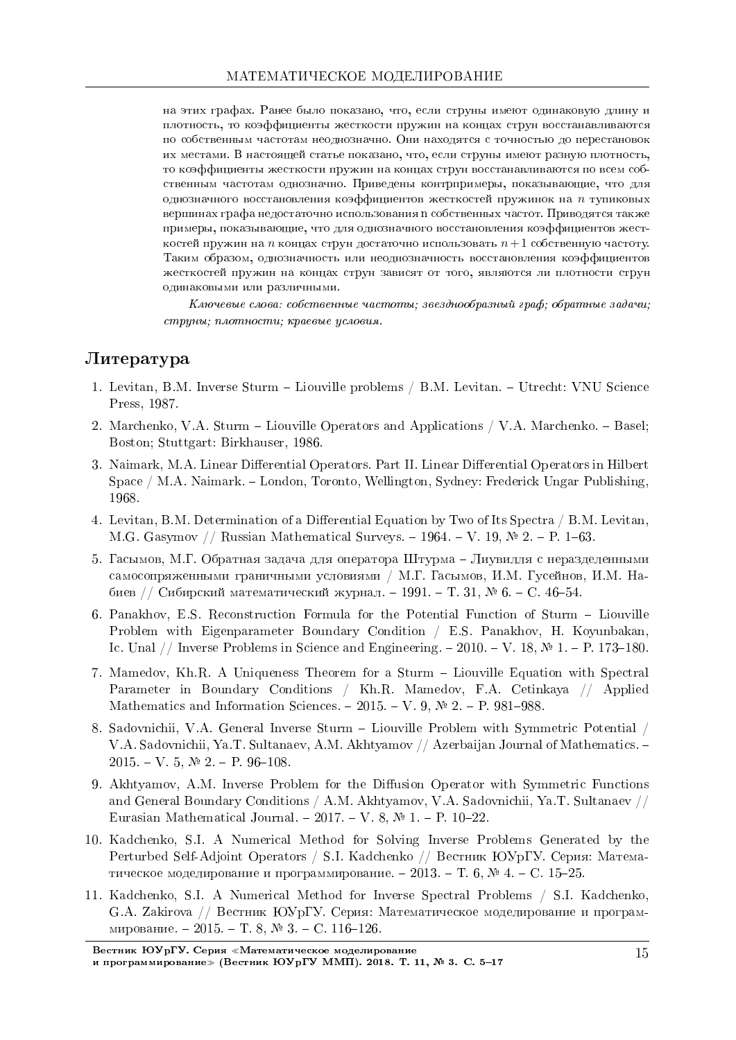на этих графах. Ранее было показано, что, если струны имеют одинаковую длину и плотность, то коэффициенты жесткости пружин на концах струн восстанавливаются по собственным частотам неоднозначно. Они находятся с точностью до перестановок их местами. В настоящей статье показано, что, если струны имеют разную плотность, то коэффициенты жесткости пружин на концах струн восстанавливаются по всем собственным частотам однозначно. Приведены контрпримеры, показывающие, что для однозначного восстановления коэффициентов жесткостей пружинок на $n$ тупиковых вершинах графа недостаточно использования n собственных частот. Приводятся также примеры, показывающие, что для однозначного восстановления коэффициентов жесткостей пружин на $n$ концах струн достаточно использовать $n+1$ собственную частоту. Таким образом, однозначность или неоднозначность восстановления коэффициентов жесткостей пружин на концах струн зависят от того, являются ли плотности струн одинаковыми или различными.

*Ключевые слова: собственные частоты; звездообразный граф; обратные задачи; струны; плотности; краевые условия.*

## Литература

1. Levitan, B.M. Inverse Sturm – Liouville problems / B.M. Levitan. – Utrecht: VNU Science Press, 1987.
2. Marchenko, V.A. Sturm – Liouville Operators and Applications / V.A. Marchenko. – Basel; Boston; Stuttgart: Birkhauser, 1986.
3. Naimark, M.A. Linear Differential Operators. Part II. Linear Differential Operators in Hilbert Space / M.A. Naimark. – London, Toronto, Wellington, Sydney: Frederick Ungar Publishing, 1968.
4. Levitan, B.M. Determination of a Differential Equation by Two of Its Spectra / B.M. Levitan, M.G. Gasymov // Russian Mathematical Surveys. – 1964. – V. 19, № 2. – P. 1–63.
5. Гасымов, М.Г. Обратная задача для оператора Штурма – Лиувилля с неразделенными самосопряженными граничными условиями / М.Г. Гасымов, И.М. Гусейнов, И.М. Набиев // Сибирский математический журнал. – 1991. – Т. 31, № 6. – С. 46–54.
6. Panakhov, E.S. Reconstruction Formula for the Potential Function of Sturm – Liouville Problem with Eigenparameter Boundary Condition / E.S. Panakhov, H. Koyunbakan, Ic. Unal // Inverse Problems in Science and Engineering. – 2010. – V. 18, № 1. – P. 173–180.
7. Mamedov, Kh.R. A Uniqueness Theorem for a Sturm – Liouville Equation with Spectral Parameter in Boundary Conditions / Kh.R. Mamedov, F.A. Cetinkaya // Applied Mathematics and Information Sciences. – 2015. – V. 9, № 2. – P. 981–988.
8. Sadovnichii, V.A. General Inverse Sturm – Liouville Problem with Symmetric Potential / V.A. Sadovnichii, Ya.T. Sultanaev, A.M. Akhtyamov // Azerbaijan Journal of Mathematics. – 2015. – V. 5, № 2. – P. 96–108.
9. Akhtyamov, A.M. Inverse Problem for the Diffusion Operator with Symmetric Functions and General Boundary Conditions / A.M. Akhtyamov, V.A. Sadovnichii, Ya.T. Sultanaev // Eurasian Mathematical Journal. – 2017. – V. 8, № 1. – P. 10–22.
10. Kadchenko, S.I. A Numerical Method for Solving Inverse Problems Generated by the Perturbed Self-Adjoint Operators / S.I. Kadchenko // Вестник ЮУрГУ. Серия: Математическое моделирование и программирование. – 2013. – Т. 6, № 4. – С. 15–25.
11. Kadchenko, S.I. A Numerical Method for Inverse Spectral Problems / S.I. Kadchenko, G.A. Zakirova // Вестник ЮУрГУ. Серия: Математическое моделирование и программирование. – 2015. – Т. 8, № 3. – С. 116–126.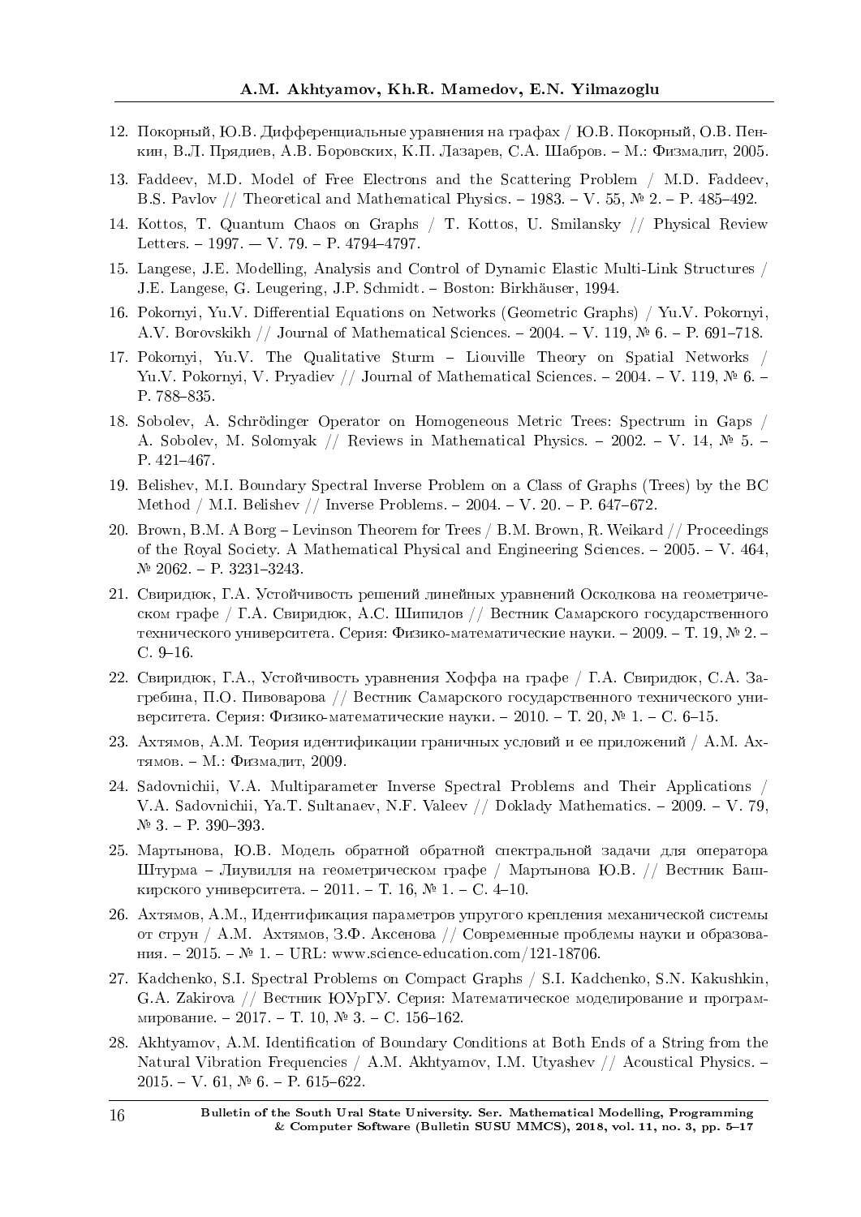12. Покорный, Ю.В. Дифференциальные уравнения на графах / Ю.В. Покорный, О.В. Пенкин, В.Л. Прядиев, А.В. Боровских, К.П. Лазарев, С.А. Шабров. – М.: Физмалит, 2005.

13. Faddeev, M.D. Model of Free Electrons and the Scattering Problem / M.D. Faddeev, B.S. Pavlov // Theoretical and Mathematical Physics. – 1983. – V. 55, № 2. – P. 485–492.

14. Kottos, T. Quantum Chaos on Graphs / T. Kottos, U. Smilansky // Physical Review Letters. – 1997. — V. 79. – P. 4794–4797.

15. Langese, J.E. Modelling, Analysis and Control of Dynamic Elastic Multi-Link Structures / J.E. Langese, G. Leugering, J.P. Schmidt. – Boston: Birkhäuser, 1994.

16. Pokornyi, Yu.V. Differential Equations on Networks (Geometric Graphs) / Yu.V. Pokornyi, A.V. Borovskikh // Journal of Mathematical Sciences. – 2004. – V. 119, № 6. – P. 691–718.

17. Pokornyi, Yu.V. The Qualitative Sturm – Liouville Theory on Spatial Networks / Yu.V. Pokornyi, V. Pryadiev // Journal of Mathematical Sciences. – 2004. – V. 119, № 6. – P. 788–835.

18. Sobolev, A. Schrödinger Operator on Homogeneous Metric Trees: Spectrum in Gaps / A. Sobolev, M. Solomyak // Reviews in Mathematical Physics. – 2002. – V. 14, № 5. – P. 421–467.

19. Belishev, M.I. Boundary Spectral Inverse Problem on a Class of Graphs (Trees) by the BC Method / M.I. Belishev // Inverse Problems. – 2004. – V. 20. – P. 647–672.

20. Brown, B.M. A Borg – Levinson Theorem for Trees / B.M. Brown, R. Weikard // Proceedings of the Royal Society. A Mathematical Physical and Engineering Sciences. – 2005. – V. 464, № 2062. – P. 3231–3243.

21. Свиридюк, Г.А. Устойчивость решений линейных уравнений Осколкова на геометрическом графе / Г.А. Свиридюк, А.С. Шипилов // Вестник Самарского государственного технического университета. Серия: Физико-математические науки. – 2009. – Т. 19, № 2. – С. 9–16.

22. Свиридюк, Г.А., Устойчивость уравнения Хоффа на графе / Г.А. Свиридюк, С.А. Загребина, П.О. Пивоварова // Вестник Самарского государственного технического университета. Серия: Физико-математические науки. – 2010. – Т. 20, № 1. – С. 6–15.

23. Ахтямов, А.М. Теория идентификации граничных условий и ее приложений / А.М. Ахтямов. – М.: Физмалит, 2009.

24. Sadovnichii, V.A. Multiparameter Inverse Spectral Problems and Their Applications / V.A. Sadovnichii, Ya.T. Sultanaev, N.F. Valeev // Doklady Mathematics. – 2009. – V. 79, № 3. – P. 390–393.

25. Мартынова, Ю.В. Модель обратной обратной спектральной задачи для оператора Штурма – Лиувилля на геометрическом графе / Мартынова Ю.В. // Вестник Башкирского университета. – 2011. – Т. 16, № 1. – С. 4–10.

26. Ахтямов, А.М., Идентификация параметров упругого крепления механической системы от струн / А.М. Ахтямов, З.Ф. Аксенова // Современные проблемы науки и образования. – 2015. – № 1. – URL: www.science-education.com/121-18706.

27. Kadchenko, S.I. Spectral Problems on Compact Graphs / S.I. Kadchenko, S.N. Kakushkin, G.A. Zakirova // Вестник ЮУрГУ. Серия: Математическое моделирование и программирование. – 2017. – Т. 10, № 3. – С. 156–162.

28. Akhtyamov, A.M. Identification of Boundary Conditions at Both Ends of a String from the Natural Vibration Frequencies / A.M. Akhtyamov, I.M. Utyashev // Acoustical Physics. – 2015. – V. 61, № 6. – P. 615–622.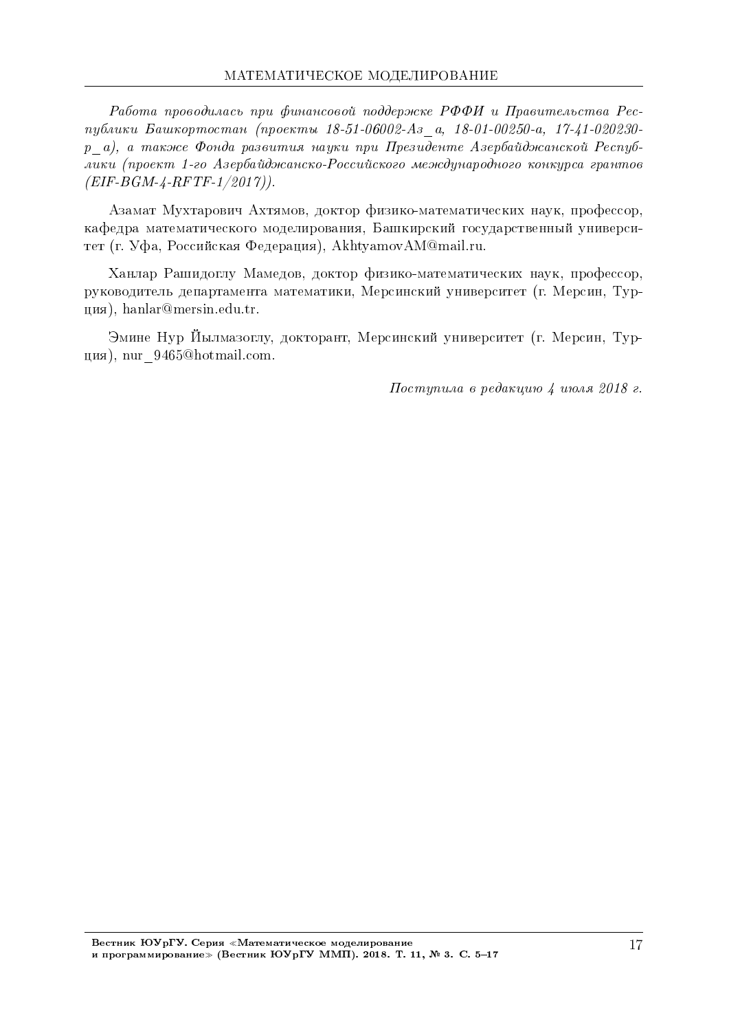*Работа проводилась при финансовой поддержке РФФИ и Правительства Республики Башкортостан (проекты 18-51-06002-Аз_а, 18-01-00250-а, 17-41-020230-р_а), а также Фонда развития науки при Президенте Азербайджанской Республики (проект 1-го Азербайджанско-Российского международного конкурса грантов (EIF-BGM-4-RFTF-1/2017)).*

Азамат Мухтарович Ахтямов, доктор физико-математических наук, профессор, кафедра математического моделирования, Башкирский государственный университет (г. Уфа, Российская Федерация), AkhtyamovAM@mail.ru.

Ханлар Рашидоглу Мамедов, доктор физико-математических наук, профессор, руководитель департамента математики, Мерсинский университет (г. Мерсин, Турция), hanlar@mersin.edu.tr.

Эмине Нур Йылмазоглу, докторант, Мерсинский университет (г. Мерсин, Турция), nur_9465@hotmail.com.

*Поступила в редакцию 4 июля 2018 г.*